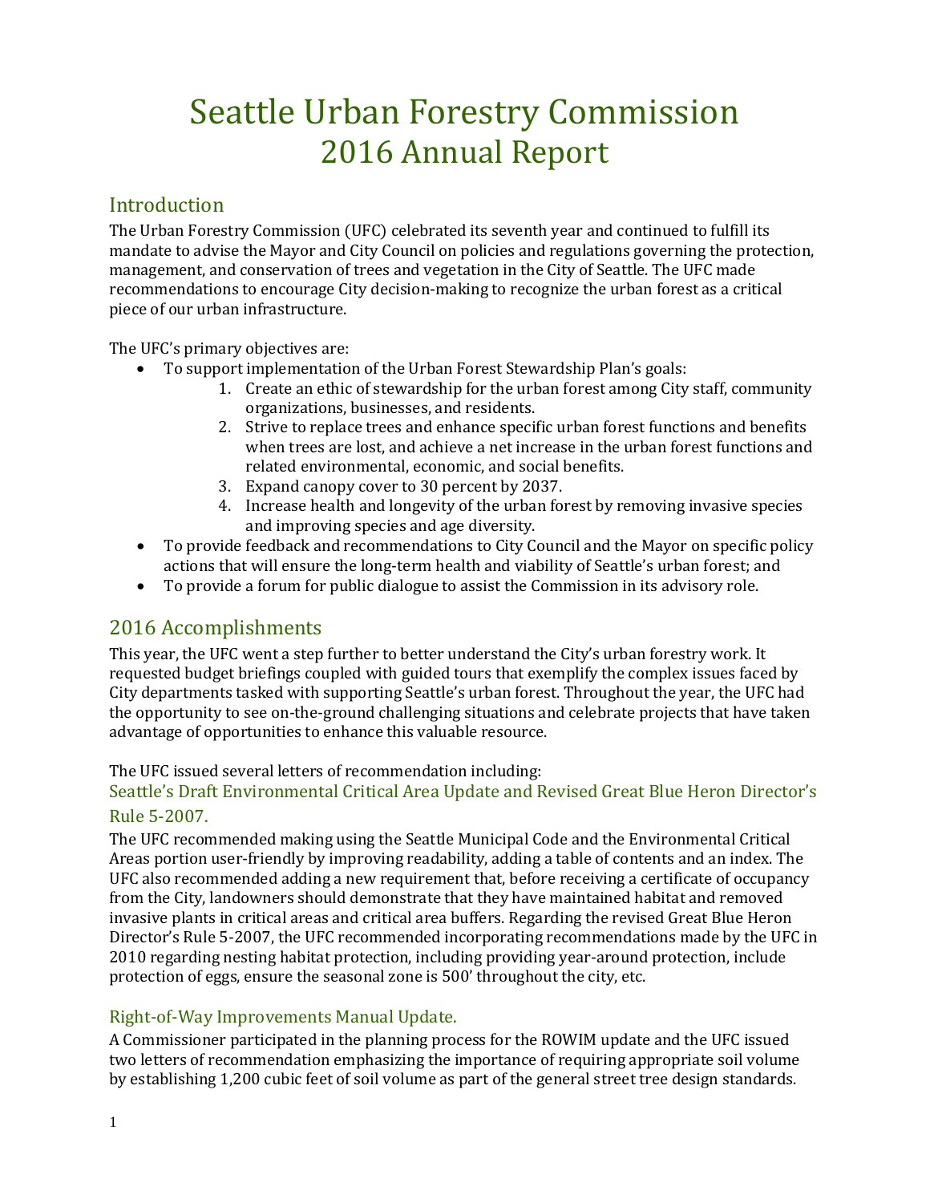# Seattle Urban Forestry Commission 2016 Annual Report

## Introduction

The Urban Forestry Commission (UFC) celebrated its seventh year and continued to fulfill its mandate to advise the Mayor and City Council on policies and regulations governing the protection, management, and conservation of trees and vegetation in the City of Seattle. The UFC made recommendations to encourage City decision-making to recognize the urban forest as a critical piece of our urban infrastructure.

The UFC's primary objectives are:

- To support implementation of the Urban Forest Stewardship Plan's goals:
  1. Create an ethic of stewardship for the urban forest among City staff, community organizations, businesses, and residents.
  2. Strive to replace trees and enhance specific urban forest functions and benefits when trees are lost, and achieve a net increase in the urban forest functions and related environmental, economic, and social benefits.
  3. Expand canopy cover to 30 percent by 2037.
  4. Increase health and longevity of the urban forest by removing invasive species and improving species and age diversity.
- To provide feedback and recommendations to City Council and the Mayor on specific policy actions that will ensure the long-term health and viability of Seattle's urban forest; and
- To provide a forum for public dialogue to assist the Commission in its advisory role.

## 2016 Accomplishments

This year, the UFC went a step further to better understand the City's urban forestry work. It requested budget briefings coupled with guided tours that exemplify the complex issues faced by City departments tasked with supporting Seattle's urban forest. Throughout the year, the UFC had the opportunity to see on-the-ground challenging situations and celebrate projects that have taken advantage of opportunities to enhance this valuable resource.

The UFC issued several letters of recommendation including:

### Seattle's Draft Environmental Critical Area Update and Revised Great Blue Heron Director's Rule 5-2007.

The UFC recommended making using the Seattle Municipal Code and the Environmental Critical Areas portion user-friendly by improving readability, adding a table of contents and an index. The UFC also recommended adding a new requirement that, before receiving a certificate of occupancy from the City, landowners should demonstrate that they have maintained habitat and removed invasive plants in critical areas and critical area buffers. Regarding the revised Great Blue Heron Director's Rule 5-2007, the UFC recommended incorporating recommendations made by the UFC in 2010 regarding nesting habitat protection, including providing year-around protection, include protection of eggs, ensure the seasonal zone is 500' throughout the city, etc.

### Right-of-Way Improvements Manual Update.

A Commissioner participated in the planning process for the ROWIM update and the UFC issued two letters of recommendation emphasizing the importance of requiring appropriate soil volume by establishing 1,200 cubic feet of soil volume as part of the general street tree design standards.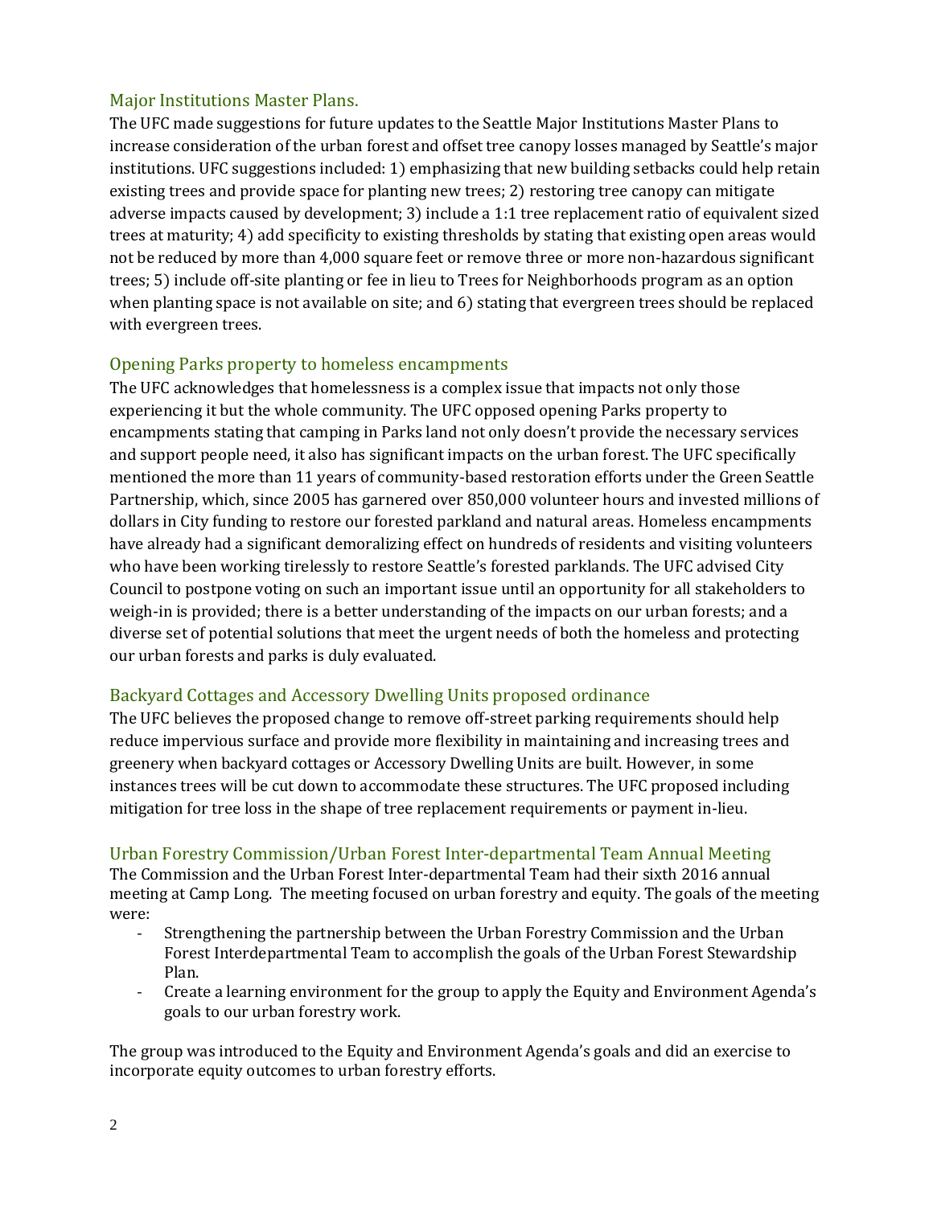## Major Institutions Master Plans.

The UFC made suggestions for future updates to the Seattle Major Institutions Master Plans to increase consideration of the urban forest and offset tree canopy losses managed by Seattle's major institutions. UFC suggestions included: 1) emphasizing that new building setbacks could help retain existing trees and provide space for planting new trees; 2) restoring tree canopy can mitigate adverse impacts caused by development; 3) include a 1:1 tree replacement ratio of equivalent sized trees at maturity; 4) add specificity to existing thresholds by stating that existing open areas would not be reduced by more than 4,000 square feet or remove three or more non-hazardous significant trees; 5) include off-site planting or fee in lieu to Trees for Neighborhoods program as an option when planting space is not available on site; and 6) stating that evergreen trees should be replaced with evergreen trees.

## Opening Parks property to homeless encampments

The UFC acknowledges that homelessness is a complex issue that impacts not only those experiencing it but the whole community. The UFC opposed opening Parks property to encampments stating that camping in Parks land not only doesn't provide the necessary services and support people need, it also has significant impacts on the urban forest. The UFC specifically mentioned the more than 11 years of community-based restoration efforts under the Green Seattle Partnership, which, since 2005 has garnered over 850,000 volunteer hours and invested millions of dollars in City funding to restore our forested parkland and natural areas. Homeless encampments have already had a significant demoralizing effect on hundreds of residents and visiting volunteers who have been working tirelessly to restore Seattle's forested parklands. The UFC advised City Council to postpone voting on such an important issue until an opportunity for all stakeholders to weigh-in is provided; there is a better understanding of the impacts on our urban forests; and a diverse set of potential solutions that meet the urgent needs of both the homeless and protecting our urban forests and parks is duly evaluated.

## Backyard Cottages and Accessory Dwelling Units proposed ordinance

The UFC believes the proposed change to remove off-street parking requirements should help reduce impervious surface and provide more flexibility in maintaining and increasing trees and greenery when backyard cottages or Accessory Dwelling Units are built. However, in some instances trees will be cut down to accommodate these structures. The UFC proposed including mitigation for tree loss in the shape of tree replacement requirements or payment in-lieu.

## Urban Forestry Commission/Urban Forest Inter-departmental Team Annual Meeting

The Commission and the Urban Forest Inter-departmental Team had their sixth 2016 annual meeting at Camp Long. The meeting focused on urban forestry and equity. The goals of the meeting were:

- Strengthening the partnership between the Urban Forestry Commission and the Urban Forest Interdepartmental Team to accomplish the goals of the Urban Forest Stewardship Plan.
- Create a learning environment for the group to apply the Equity and Environment Agenda's goals to our urban forestry work.

The group was introduced to the Equity and Environment Agenda's goals and did an exercise to incorporate equity outcomes to urban forestry efforts.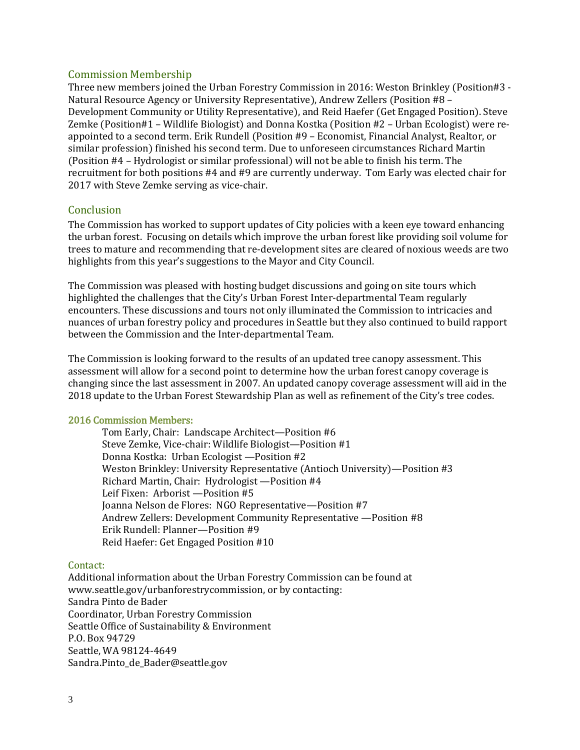## Commission Membership

Three new members joined the Urban Forestry Commission in 2016: Weston Brinkley (Position#3 - Natural Resource Agency or University Representative), Andrew Zellers (Position #8 – Development Community or Utility Representative), and Reid Haefer (Get Engaged Position). Steve Zemke (Position#1 – Wildlife Biologist) and Donna Kostka (Position #2 – Urban Ecologist) were re-appointed to a second term. Erik Rundell (Position #9 – Economist, Financial Analyst, Realtor, or similar profession) finished his second term. Due to unforeseen circumstances Richard Martin (Position #4 – Hydrologist or similar professional) will not be able to finish his term. The recruitment for both positions #4 and #9 are currently underway. Tom Early was elected chair for 2017 with Steve Zemke serving as vice-chair.

## Conclusion

The Commission has worked to support updates of City policies with a keen eye toward enhancing the urban forest. Focusing on details which improve the urban forest like providing soil volume for trees to mature and recommending that re-development sites are cleared of noxious weeds are two highlights from this year's suggestions to the Mayor and City Council.

The Commission was pleased with hosting budget discussions and going on site tours which highlighted the challenges that the City's Urban Forest Inter-departmental Team regularly encounters. These discussions and tours not only illuminated the Commission to intricacies and nuances of urban forestry policy and procedures in Seattle but they also continued to build rapport between the Commission and the Inter-departmental Team.

The Commission is looking forward to the results of an updated tree canopy assessment. This assessment will allow for a second point to determine how the urban forest canopy coverage is changing since the last assessment in 2007. An updated canopy coverage assessment will aid in the 2018 update to the Urban Forest Stewardship Plan as well as refinement of the City's tree codes.

### 2016 Commission Members:

Tom Early, Chair: Landscape Architect—Position #6
Steve Zemke, Vice-chair: Wildlife Biologist—Position #1
Donna Kostka: Urban Ecologist —Position #2
Weston Brinkley: University Representative (Antioch University)—Position #3
Richard Martin, Chair: Hydrologist —Position #4
Leif Fixen: Arborist —Position #5
Joanna Nelson de Flores: NGO Representative—Position #7
Andrew Zellers: Development Community Representative —Position #8
Erik Rundell: Planner—Position #9
Reid Haefer: Get Engaged Position #10

### Contact:

Additional information about the Urban Forestry Commission can be found at www.seattle.gov/urbanforestrycommission, or by contacting:
Sandra Pinto de Bader
Coordinator, Urban Forestry Commission
Seattle Office of Sustainability & Environment
P.O. Box 94729
Seattle, WA 98124-4649
Sandra.Pinto_de_Bader@seattle.gov